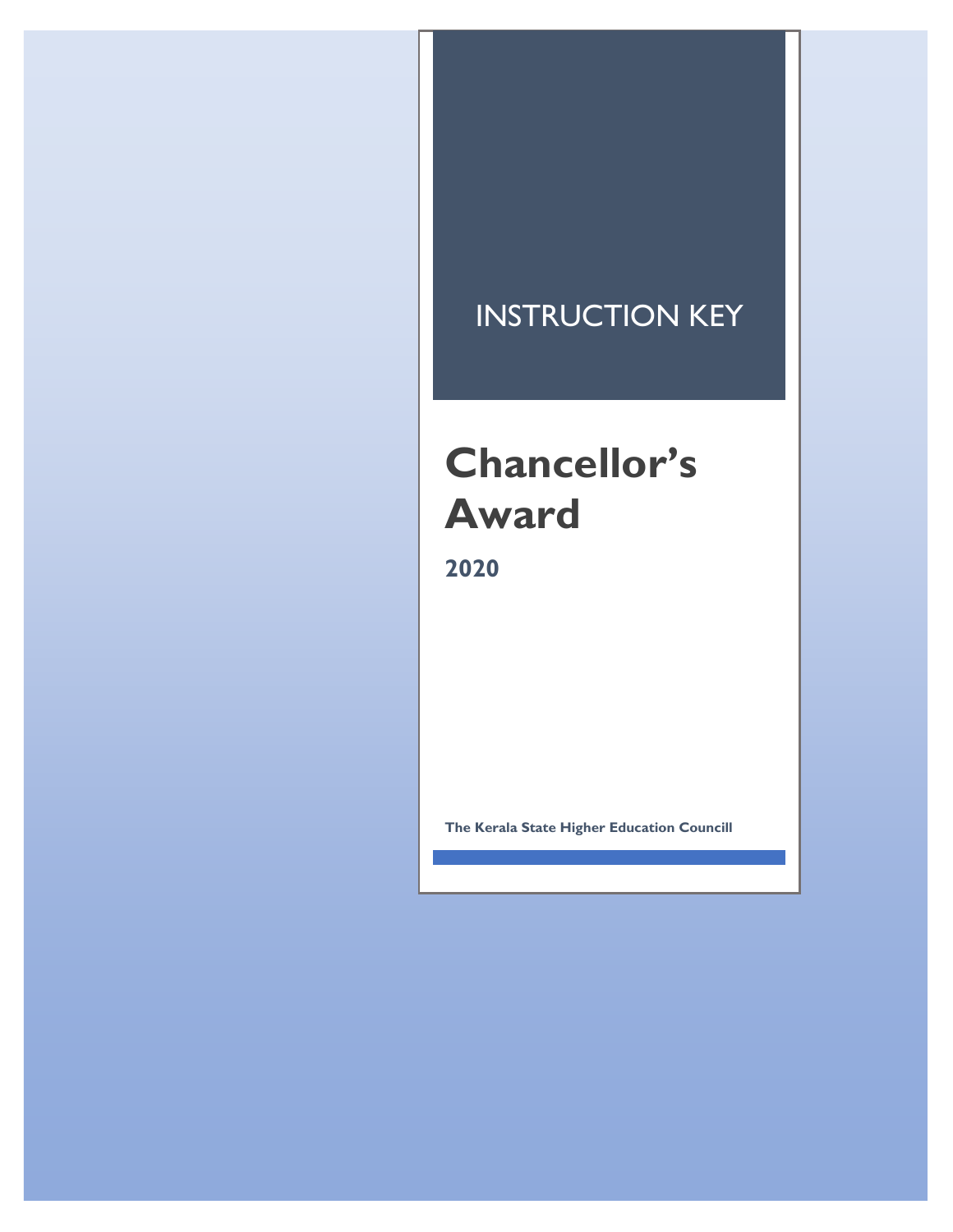INSTRUCTION KEY

# Chancellor's Award

**2020**

**The Kerala State Higher Education Councill**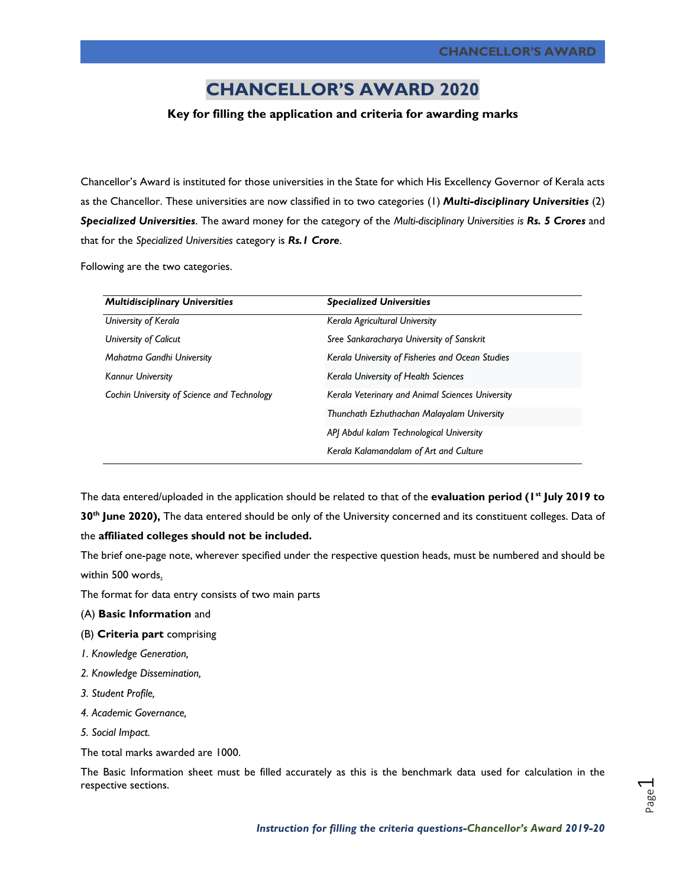# CHANCELLOR'S AWARD 2020

**Key for filling the application and criteria for awarding marks**

Chancellor's Award is instituted for those universities in the State for which His Excellency Governor of Kerala acts as the Chancellor. These universities are now classified in to two categories (1) ***Multi-disciplinary Universities*** (2) ***Specialized Universities***. The award money for the category of the *Multi-disciplinary Universities is* ***Rs. 5 Crores*** and that for the *Specialized Universities* category is ***Rs.1 Crore***.

Following are the two categories.

| ***Multidisciplinary Universities*** | ***Specialized Universities*** |
|---|---|
| *University of Kerala* | *Kerala Agricultural University* |
| *University of Calicut* | *Sree Sankaracharya University of Sanskrit* |
| *Mahatma Gandhi University* | *Kerala University of Fisheries and Ocean Studies* |
| *Kannur University* | *Kerala University of Health Sciences* |
| *Cochin University of Science and Technology* | *Kerala Veterinary and Animal Sciences University* |
| | *Thunchath Ezhuthachan Malayalam University* |
| | *APJ Abdul kalam Technological University* |
| | *Kerala Kalamandalam of Art and Culture* |

The data entered/uploaded in the application should be related to that of the **evaluation period (1st July 2019 to 30th June 2020),** The data entered should be only of the University concerned and its constituent colleges. Data of the **affiliated colleges should not be included.**

The brief one-page note, wherever specified under the respective question heads, must be numbered and should be within 500 words.

The format for data entry consists of two main parts

(A) **Basic Information** and

(B) **Criteria part** comprising

*1. Knowledge Generation,*

*2. Knowledge Dissemination,*

*3. Student Profile,*

*4. Academic Governance,*

*5. Social Impact.*

The total marks awarded are 1000.

The Basic Information sheet must be filled accurately as this is the benchmark data used for calculation in the respective sections.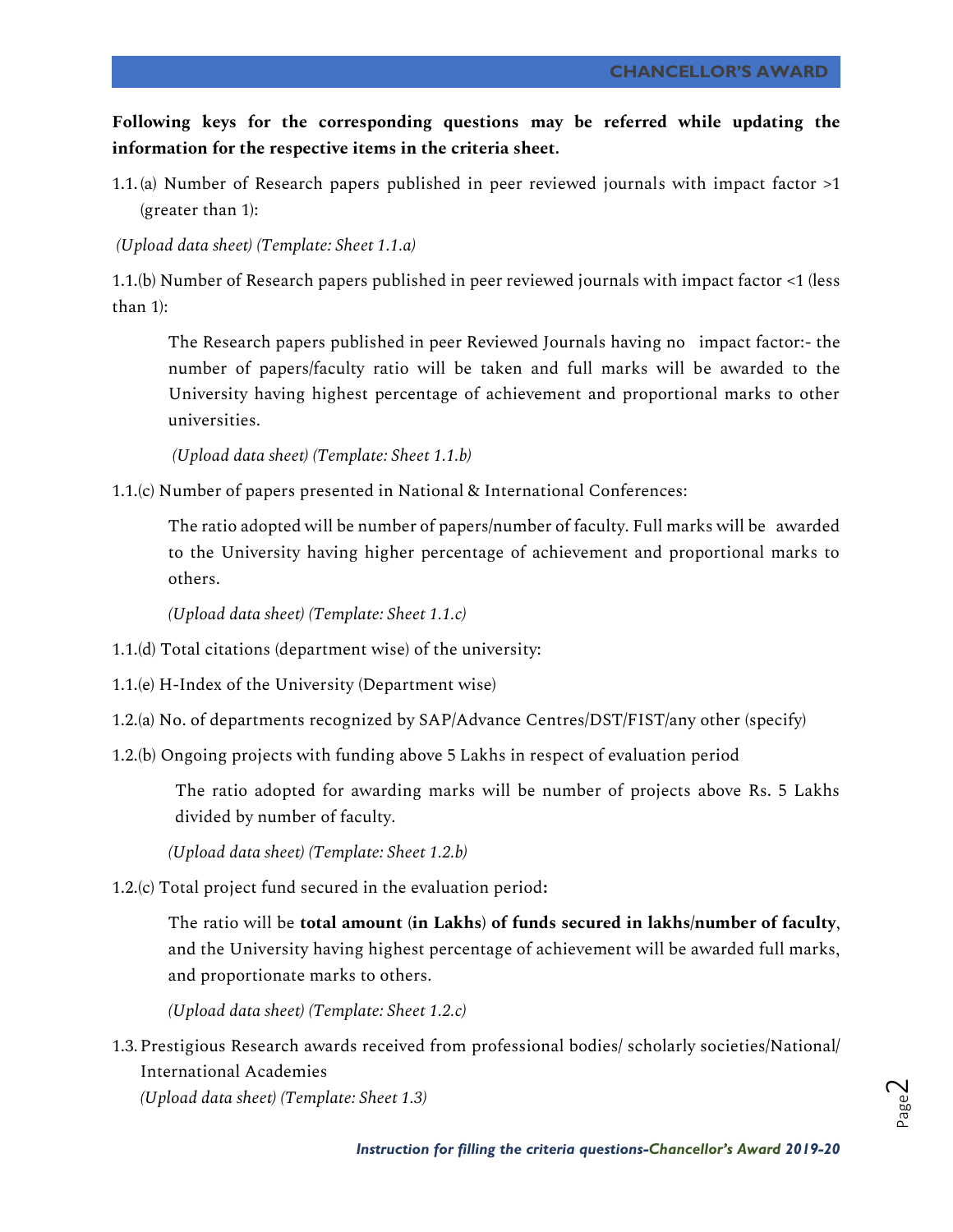**Following keys for the corresponding questions may be referred while updating the information for the respective items in the criteria sheet.**

1.1. (a) Number of Research papers published in peer reviewed journals with impact factor >1 (greater than 1):

*(Upload data sheet) (Template: Sheet 1.1.a)*

1.1.(b) Number of Research papers published in peer reviewed journals with impact factor <1 (less than 1):

> The Research papers published in peer Reviewed Journals having no impact factor:- the number of papers/faculty ratio will be taken and full marks will be awarded to the University having highest percentage of achievement and proportional marks to other universities.
>
> *(Upload data sheet) (Template: Sheet 1.1.b)*

1.1.(c) Number of papers presented in National & International Conferences:

> The ratio adopted will be number of papers/number of faculty. Full marks will be awarded to the University having higher percentage of achievement and proportional marks to others.
>
> *(Upload data sheet) (Template: Sheet 1.1.c)*

1.1.(d) Total citations (department wise) of the university:

1.1.(e) H-Index of the University (Department wise)

1.2.(a) No. of departments recognized by SAP/Advance Centres/DST/FIST/any other (specify)

1.2.(b) Ongoing projects with funding above 5 Lakhs in respect of evaluation period

> The ratio adopted for awarding marks will be number of projects above Rs. 5 Lakhs divided by number of faculty.
>
> *(Upload data sheet) (Template: Sheet 1.2.b)*

1.2.(c) Total project fund secured in the evaluation period**:**

> The ratio will be **total amount** (**in Lakhs**) **of funds secured in lakhs/number of faculty**, and the University having highest percentage of achievement will be awarded full marks, and proportionate marks to others.
>
> *(Upload data sheet) (Template: Sheet 1.2.c)*

1.3. Prestigious Research awards received from professional bodies/ scholarly societies/National/ International Academies
*(Upload data sheet) (Template: Sheet 1.3)*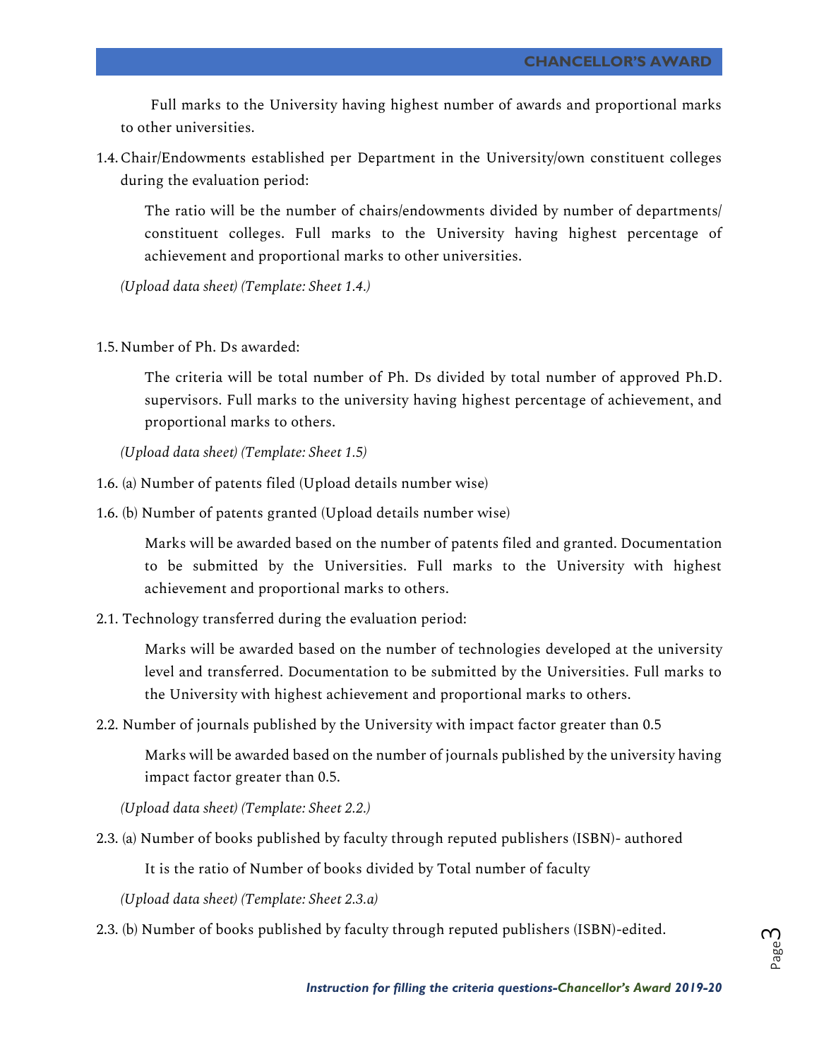Full marks to the University having highest number of awards and proportional marks to other universities.

1.4. Chair/Endowments established per Department in the University/own constituent colleges during the evaluation period:

   The ratio will be the number of chairs/endowments divided by number of departments/ constituent colleges. Full marks to the University having highest percentage of achievement and proportional marks to other universities.

   *(Upload data sheet) (Template: Sheet 1.4.)*

1.5. Number of Ph. Ds awarded:

   The criteria will be total number of Ph. Ds divided by total number of approved Ph.D. supervisors. Full marks to the university having highest percentage of achievement, and proportional marks to others.

   *(Upload data sheet) (Template: Sheet 1.5)*

1.6. (a) Number of patents filed (Upload details number wise)

1.6. (b) Number of patents granted (Upload details number wise)

   Marks will be awarded based on the number of patents filed and granted. Documentation to be submitted by the Universities. Full marks to the University with highest achievement and proportional marks to others.

2.1. Technology transferred during the evaluation period:

   Marks will be awarded based on the number of technologies developed at the university level and transferred. Documentation to be submitted by the Universities. Full marks to the University with highest achievement and proportional marks to others.

2.2. Number of journals published by the University with impact factor greater than 0.5

   Marks will be awarded based on the number of journals published by the university having impact factor greater than 0.5.

   *(Upload data sheet) (Template: Sheet 2.2.)*

2.3. (a) Number of books published by faculty through reputed publishers (ISBN)- authored

   It is the ratio of Number of books divided by Total number of faculty

   *(Upload data sheet) (Template: Sheet 2.3.a)*

2.3. (b) Number of books published by faculty through reputed publishers (ISBN)-edited.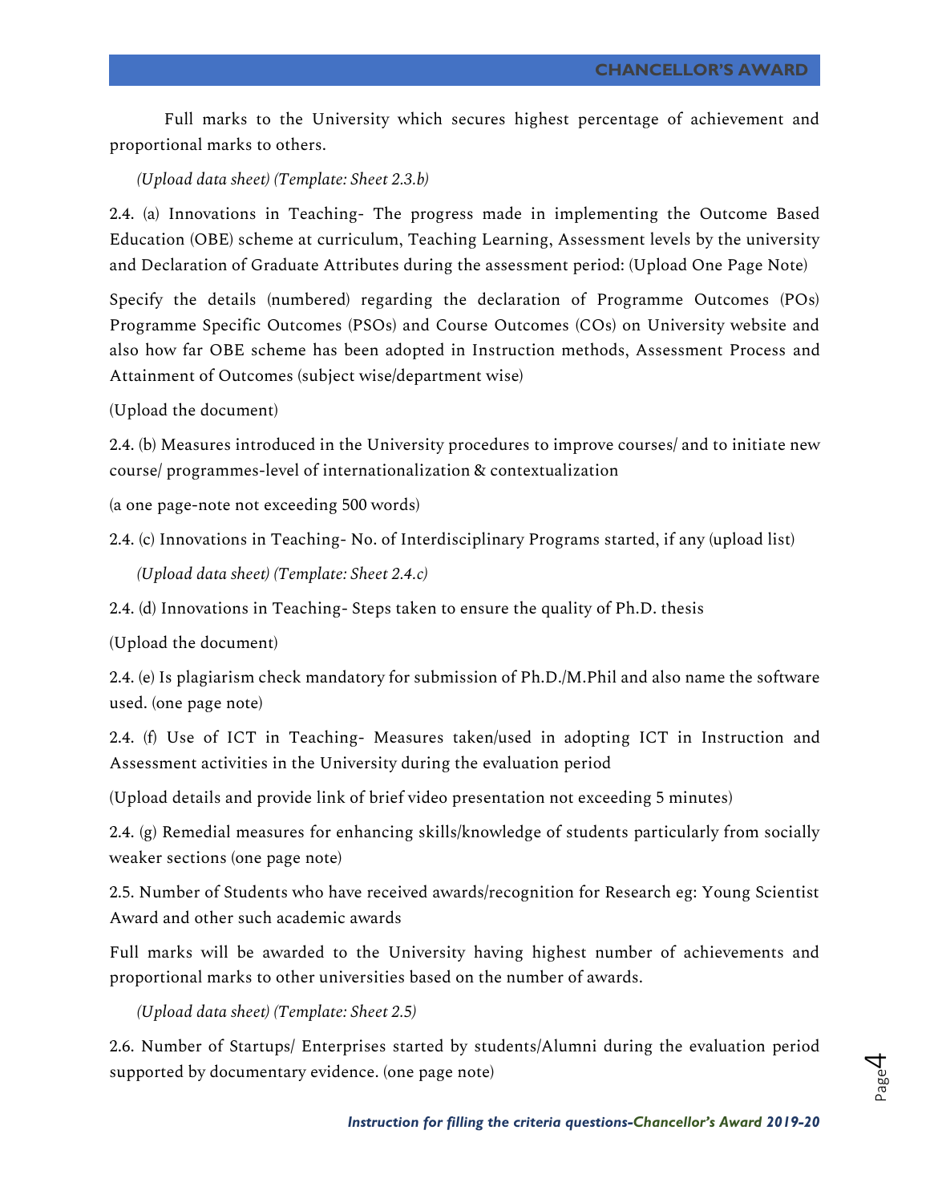Full marks to the University which secures highest percentage of achievement and proportional marks to others.

*(Upload data sheet) (Template: Sheet 2.3.b)*

2.4. (a) Innovations in Teaching- The progress made in implementing the Outcome Based Education (OBE) scheme at curriculum, Teaching Learning, Assessment levels by the university and Declaration of Graduate Attributes during the assessment period: (Upload One Page Note)

Specify the details (numbered) regarding the declaration of Programme Outcomes (POs) Programme Specific Outcomes (PSOs) and Course Outcomes (COs) on University website and also how far OBE scheme has been adopted in Instruction methods, Assessment Process and Attainment of Outcomes (subject wise/department wise)

(Upload the document)

2.4. (b) Measures introduced in the University procedures to improve courses/ and to initiate new course/ programmes-level of internationalization & contextualization

(a one page-note not exceeding 500 words)

2.4. (c) Innovations in Teaching- No. of Interdisciplinary Programs started, if any (upload list)

*(Upload data sheet) (Template: Sheet 2.4.c)*

2.4. (d) Innovations in Teaching- Steps taken to ensure the quality of Ph.D. thesis

(Upload the document)

2.4. (e) Is plagiarism check mandatory for submission of Ph.D./M.Phil and also name the software used. (one page note)

2.4. (f) Use of ICT in Teaching- Measures taken/used in adopting ICT in Instruction and Assessment activities in the University during the evaluation period

(Upload details and provide link of brief video presentation not exceeding 5 minutes)

2.4. (g) Remedial measures for enhancing skills/knowledge of students particularly from socially weaker sections (one page note)

2.5. Number of Students who have received awards/recognition for Research eg: Young Scientist Award and other such academic awards

Full marks will be awarded to the University having highest number of achievements and proportional marks to other universities based on the number of awards.

*(Upload data sheet) (Template: Sheet 2.5)*

2.6. Number of Startups/ Enterprises started by students/Alumni during the evaluation period supported by documentary evidence. (one page note)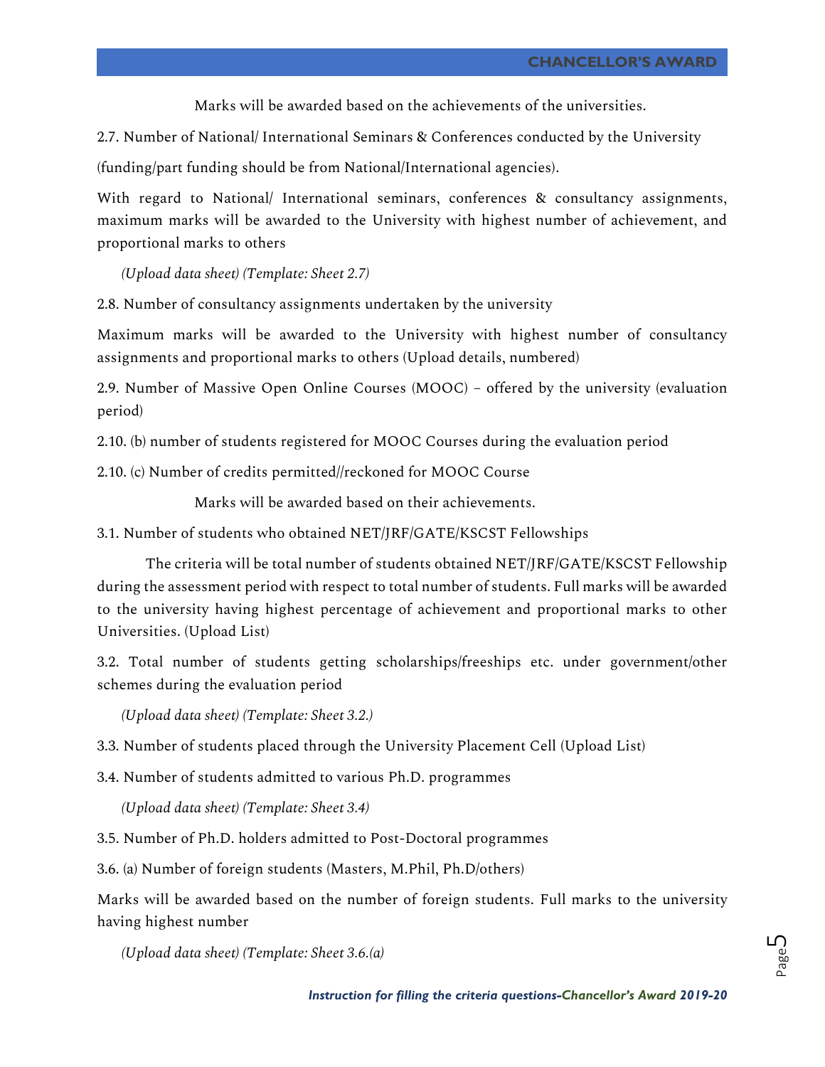Marks will be awarded based on the achievements of the universities.

2.7. Number of National/ International Seminars & Conferences conducted by the University (funding/part funding should be from National/International agencies).

With regard to National/ International seminars, conferences & consultancy assignments, maximum marks will be awarded to the University with highest number of achievement, and proportional marks to others

*(Upload data sheet) (Template: Sheet 2.7)*

2.8. Number of consultancy assignments undertaken by the university

Maximum marks will be awarded to the University with highest number of consultancy assignments and proportional marks to others (Upload details, numbered)

2.9. Number of Massive Open Online Courses (MOOC) – offered by the university (evaluation period)

2.10. (b) number of students registered for MOOC Courses during the evaluation period

2.10. (c) Number of credits permitted//reckoned for MOOC Course

Marks will be awarded based on their achievements.

3.1. Number of students who obtained NET/JRF/GATE/KSCST Fellowships

The criteria will be total number of students obtained NET/JRF/GATE/KSCST Fellowship during the assessment period with respect to total number of students. Full marks will be awarded to the university having highest percentage of achievement and proportional marks to other Universities. (Upload List)

3.2. Total number of students getting scholarships/freeships etc. under government/other schemes during the evaluation period

*(Upload data sheet) (Template: Sheet 3.2.)*

3.3. Number of students placed through the University Placement Cell (Upload List)

3.4. Number of students admitted to various Ph.D. programmes

*(Upload data sheet) (Template: Sheet 3.4)*

3.5. Number of Ph.D. holders admitted to Post-Doctoral programmes

3.6. (a) Number of foreign students (Masters, M.Phil, Ph.D/others)

Marks will be awarded based on the number of foreign students. Full marks to the university having highest number

*(Upload data sheet) (Template: Sheet 3.6.(a)*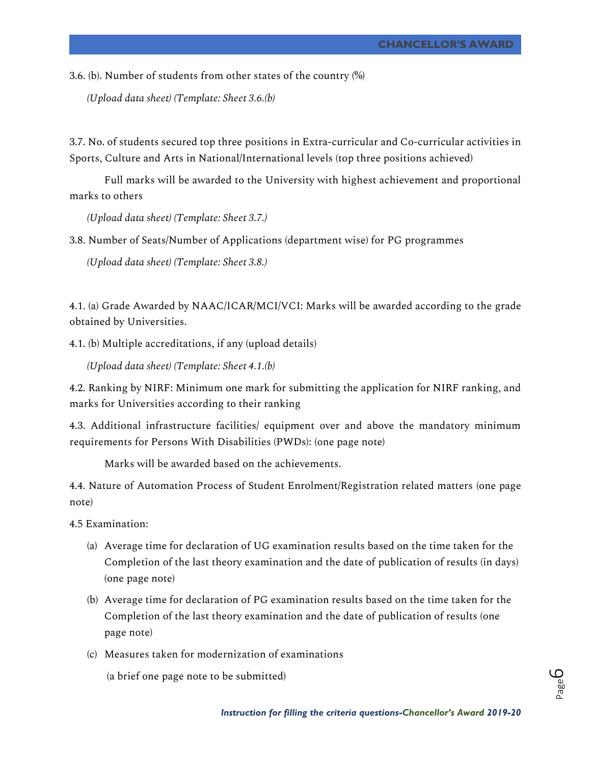3.6. (b). Number of students from other states of the country (%)

*(Upload data sheet) (Template: Sheet 3.6.(b)*

3.7. No. of students secured top three positions in Extra-curricular and Co-curricular activities in Sports, Culture and Arts in National/International levels (top three positions achieved)

Full marks will be awarded to the University with highest achievement and proportional marks to others

*(Upload data sheet) (Template: Sheet 3.7.)*

3.8. Number of Seats/Number of Applications (department wise) for PG programmes

*(Upload data sheet) (Template: Sheet 3.8.)*

4.1. (a) Grade Awarded by NAAC/ICAR/MCI/VCI: Marks will be awarded according to the grade obtained by Universities.

4.1. (b) Multiple accreditations, if any (upload details)

*(Upload data sheet) (Template: Sheet 4.1.(b)*

4.2. Ranking by NIRF: Minimum one mark for submitting the application for NIRF ranking, and marks for Universities according to their ranking

4.3. Additional infrastructure facilities/ equipment over and above the mandatory minimum requirements for Persons With Disabilities (PWDs): (one page note)

Marks will be awarded based on the achievements.

4.4. Nature of Automation Process of Student Enrolment/Registration related matters (one page note)

4.5 Examination:

(a) Average time for declaration of UG examination results based on the time taken for the Completion of the last theory examination and the date of publication of results (in days) (one page note)

(b) Average time for declaration of PG examination results based on the time taken for the Completion of the last theory examination and the date of publication of results (one page note)

(c) Measures taken for modernization of examinations

(a brief one page note to be submitted)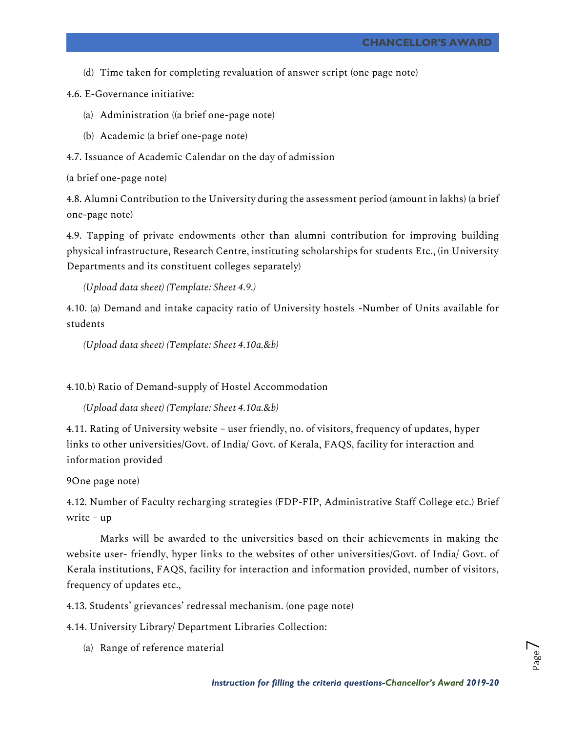(d) Time taken for completing revaluation of answer script (one page note)

4.6. E-Governance initiative:

(a) Administration ((a brief one-page note)

(b) Academic (a brief one-page note)

4.7. Issuance of Academic Calendar on the day of admission

(a brief one-page note)

4.8. Alumni Contribution to the University during the assessment period (amount in lakhs) (a brief one-page note)

4.9. Tapping of private endowments other than alumni contribution for improving building physical infrastructure, Research Centre, instituting scholarships for students Etc., (in University Departments and its constituent colleges separately)

*(Upload data sheet) (Template: Sheet 4.9.)*

4.10. (a) Demand and intake capacity ratio of University hostels -Number of Units available for students

*(Upload data sheet) (Template: Sheet 4.10a.&b)*

4.10.b) Ratio of Demand-supply of Hostel Accommodation

*(Upload data sheet) (Template: Sheet 4.10a.&b)*

4.11. Rating of University website – user friendly, no. of visitors, frequency of updates, hyper links to other universities/Govt. of India/ Govt. of Kerala, FAQS, facility for interaction and information provided

9One page note)

4.12. Number of Faculty recharging strategies (FDP-FIP, Administrative Staff College etc.) Brief write – up

Marks will be awarded to the universities based on their achievements in making the website user- friendly, hyper links to the websites of other universities/Govt. of India/ Govt. of Kerala institutions, FAQS, facility for interaction and information provided, number of visitors, frequency of updates etc.,

4.13. Students' grievances' redressal mechanism. (one page note)

4.14. University Library/ Department Libraries Collection:

(a) Range of reference material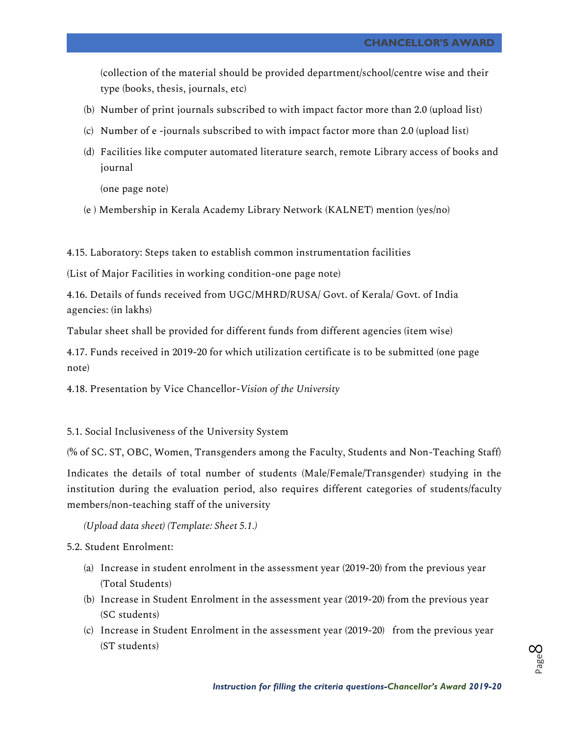(collection of the material should be provided department/school/centre wise and their type (books, thesis, journals, etc)

(b) Number of print journals subscribed to with impact factor more than 2.0 (upload list)

(c) Number of e -journals subscribed to with impact factor more than 2.0 (upload list)

(d) Facilities like computer automated literature search, remote Library access of books and journal

(one page note)

(e ) Membership in Kerala Academy Library Network (KALNET) mention (yes/no)

4.15. Laboratory: Steps taken to establish common instrumentation facilities

(List of Major Facilities in working condition-one page note)

4.16. Details of funds received from UGC/MHRD/RUSA/ Govt. of Kerala/ Govt. of India agencies: (in lakhs)

Tabular sheet shall be provided for different funds from different agencies (item wise)

4.17. Funds received in 2019-20 for which utilization certificate is to be submitted (one page note)

4.18. Presentation by Vice Chancellor-*Vision of the University*

5.1. Social Inclusiveness of the University System

(% of SC. ST, OBC, Women, Transgenders among the Faculty, Students and Non-Teaching Staff)

Indicates the details of total number of students (Male/Female/Transgender) studying in the institution during the evaluation period, also requires different categories of students/faculty members/non-teaching staff of the university

*(Upload data sheet) (Template: Sheet 5.1.)*

5.2. Student Enrolment:

(a) Increase in student enrolment in the assessment year (2019-20) from the previous year (Total Students)

(b) Increase in Student Enrolment in the assessment year (2019-20) from the previous year (SC students)

(c) Increase in Student Enrolment in the assessment year (2019-20) from the previous year (ST students)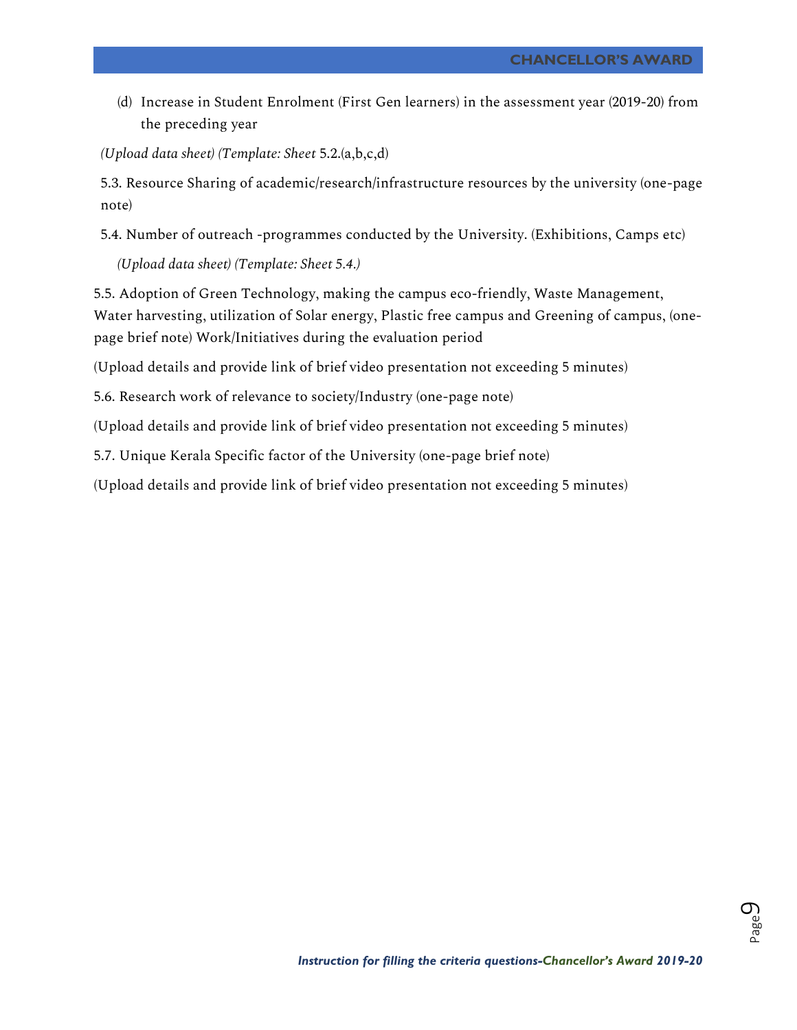(d) Increase in Student Enrolment (First Gen learners) in the assessment year (2019-20) from the preceding year

*(Upload data sheet) (Template: Sheet* 5.2.(a,b,c,d)

5.3. Resource Sharing of academic/research/infrastructure resources by the university (one-page note)

5.4. Number of outreach -programmes conducted by the University. (Exhibitions, Camps etc)

*(Upload data sheet) (Template: Sheet 5.4.)*

5.5. Adoption of Green Technology, making the campus eco-friendly, Waste Management, Water harvesting, utilization of Solar energy, Plastic free campus and Greening of campus, (one-page brief note) Work/Initiatives during the evaluation period

(Upload details and provide link of brief video presentation not exceeding 5 minutes)

5.6. Research work of relevance to society/Industry (one-page note)

(Upload details and provide link of brief video presentation not exceeding 5 minutes)

5.7. Unique Kerala Specific factor of the University (one-page brief note)

(Upload details and provide link of brief video presentation not exceeding 5 minutes)